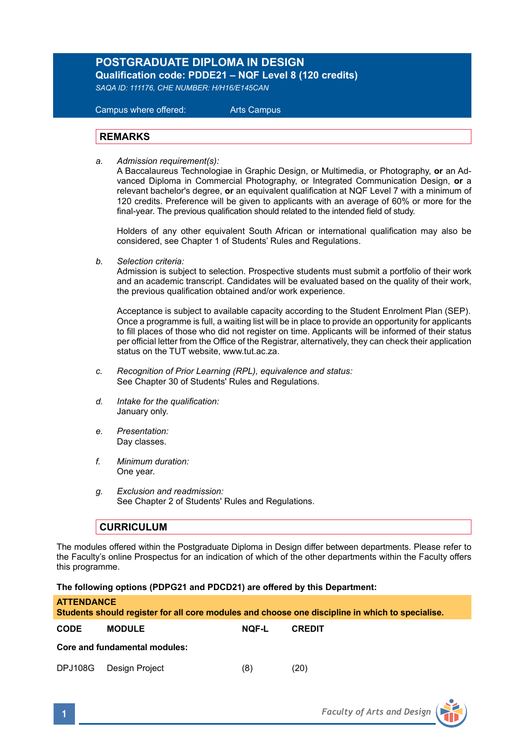# POSTGRADUATE DIPLOMA IN DESIGN

**Qualification code: PDDE21 – NQF Level 8 (120 credits)**

*SAQA ID: 111176, CHE NUMBER: H/H16/E145CAN*

Campus where offered: Arts Campus

## REMARKS

a. *Admission requirement(s):*
A Baccalaureus Technologiae in Graphic Design, or Multimedia, or Photography, **or** an Advanced Diploma in Commercial Photography, or Integrated Communication Design, **or** a relevant bachelor's degree, **or** an equivalent qualification at NQF Level 7 with a minimum of 120 credits. Preference will be given to applicants with an average of 60% or more for the final-year. The previous qualification should related to the intended field of study.

Holders of any other equivalent South African or international qualification may also be considered, see Chapter 1 of Students' Rules and Regulations.

b. *Selection criteria:*
Admission is subject to selection. Prospective students must submit a portfolio of their work and an academic transcript. Candidates will be evaluated based on the quality of their work, the previous qualification obtained and/or work experience.

Acceptance is subject to available capacity according to the Student Enrolment Plan (SEP). Once a programme is full, a waiting list will be in place to provide an opportunity for applicants to fill places of those who did not register on time. Applicants will be informed of their status per official letter from the Office of the Registrar, alternatively, they can check their application status on the TUT website, www.tut.ac.za.

c. *Recognition of Prior Learning (RPL), equivalence and status:*
See Chapter 30 of Students' Rules and Regulations.

d. *Intake for the qualification:*
January only.

e. *Presentation:*
Day classes.

f. *Minimum duration:*
One year.

g. *Exclusion and readmission:*
See Chapter 2 of Students' Rules and Regulations.

## CURRICULUM

The modules offered within the Postgraduate Diploma in Design differ between departments. Please refer to the Faculty's online Prospectus for an indication of which of the other departments within the Faculty offers this programme.

**The following options (PDPG21 and PDCD21) are offered by this Department:**

**ATTENDANCE**
**Students should register for all core modules and choose one discipline in which to specialise.**

| CODE | MODULE | NQF-L | CREDIT |
|---|---|---|---|
| **Core and fundamental modules:** | | | |
| DPJ108G | Design Project | (8) | (20) |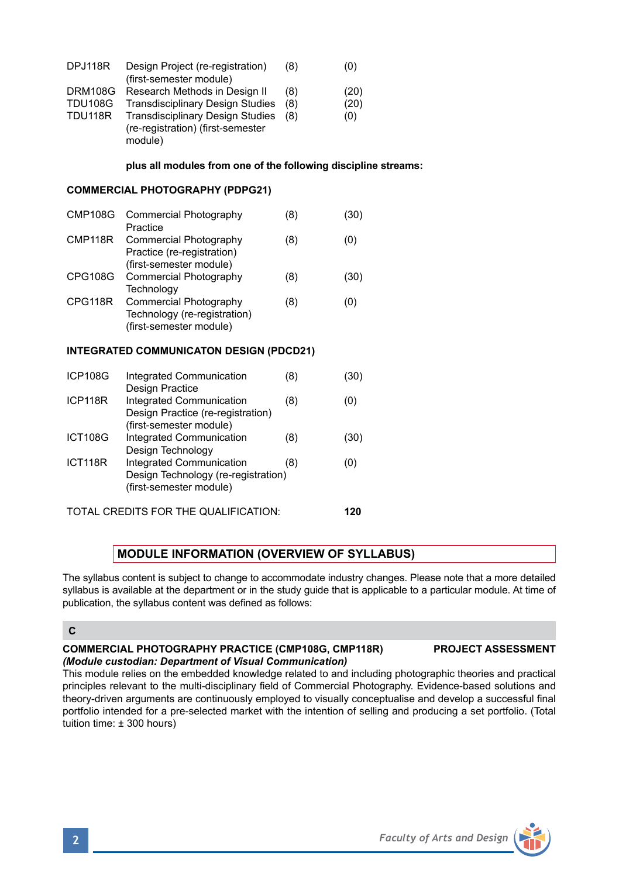| | | | |
|---|---|---|---|
| DPJ118R | Design Project (re-registration) (first-semester module) | (8) | (0) |
| DRM108G | Research Methods in Design II | (8) | (20) |
| TDU108G | Transdisciplinary Design Studies | (8) | (20) |
| TDU118R | Transdisciplinary Design Studies (re-registration) (first-semester module) | (8) | (0) |

**plus all modules from one of the following discipline streams:**

**COMMERCIAL PHOTOGRAPHY (PDPG21)**

| | | | |
|---|---|---|---|
| CMP108G | Commercial Photography Practice | (8) | (30) |
| CMP118R | Commercial Photography Practice (re-registration) (first-semester module) | (8) | (0) |
| CPG108G | Commercial Photography Technology | (8) | (30) |
| CPG118R | Commercial Photography Technology (re-registration) (first-semester module) | (8) | (0) |

**INTEGRATED COMMUNICATON DESIGN (PDCD21)**

| | | | |
|---|---|---|---|
| ICP108G | Integrated Communication Design Practice | (8) | (30) |
| ICP118R | Integrated Communication Design Practice (re-registration) (first-semester module) | (8) | (0) |
| ICT108G | Integrated Communication Design Technology | (8) | (30) |
| ICT118R | Integrated Communication Design Technology (re-registration) (first-semester module) | (8) | (0) |

TOTAL CREDITS FOR THE QUALIFICATION: **120**

## MODULE INFORMATION (OVERVIEW OF SYLLABUS)

The syllabus content is subject to change to accommodate industry changes. Please note that a more detailed syllabus is available at the department or in the study guide that is applicable to a particular module. At time of publication, the syllabus content was defined as follows:

### C

**COMMERCIAL PHOTOGRAPHY PRACTICE (CMP108G, CMP118R)** **PROJECT ASSESSMENT**
***(Module custodian: Department of Visual Communication)***
This module relies on the embedded knowledge related to and including photographic theories and practical principles relevant to the multi-disciplinary field of Commercial Photography. Evidence-based solutions and theory-driven arguments are continuously employed to visually conceptualise and develop a successful final portfolio intended for a pre-selected market with the intention of selling and producing a set portfolio. (Total tuition time: ± 300 hours)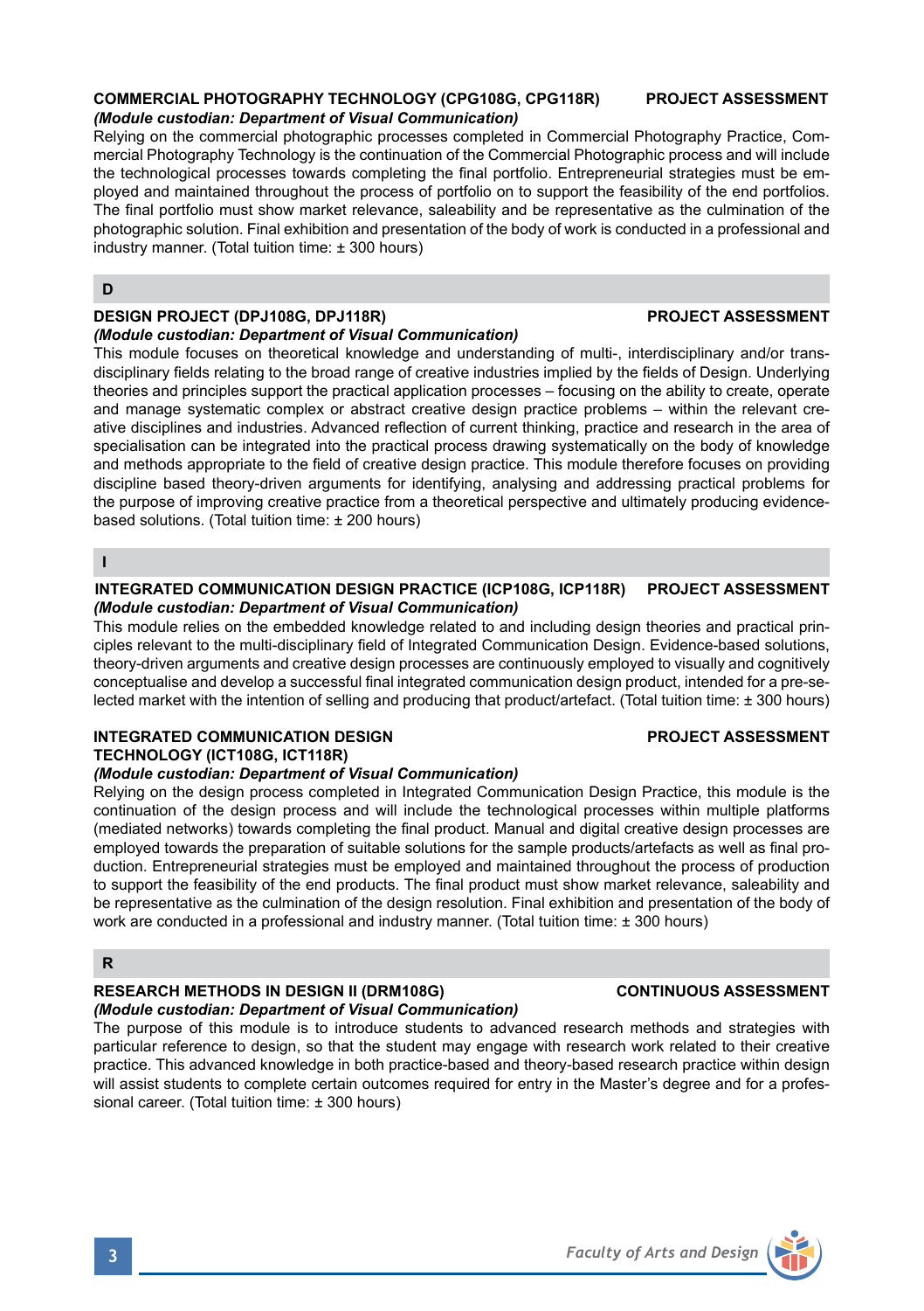### COMMERCIAL PHOTOGRAPHY TECHNOLOGY (CPG108G, CPG118R) — PROJECT ASSESSMENT

*(Module custodian: Department of Visual Communication)*

Relying on the commercial photographic processes completed in Commercial Photography Practice, Commercial Photography Technology is the continuation of the Commercial Photographic process and will include the technological processes towards completing the final portfolio. Entrepreneurial strategies must be employed and maintained throughout the process of portfolio on to support the feasibility of the end portfolios. The final portfolio must show market relevance, saleability and be representative as the culmination of the photographic solution. Final exhibition and presentation of the body of work is conducted in a professional and industry manner. (Total tuition time: ± 300 hours)

## D

### DESIGN PROJECT (DPJ108G, DPJ118R) — PROJECT ASSESSMENT

*(Module custodian: Department of Visual Communication)*

This module focuses on theoretical knowledge and understanding of multi-, interdisciplinary and/or transdisciplinary fields relating to the broad range of creative industries implied by the fields of Design. Underlying theories and principles support the practical application processes – focusing on the ability to create, operate and manage systematic complex or abstract creative design practice problems – within the relevant creative disciplines and industries. Advanced reflection of current thinking, practice and research in the area of specialisation can be integrated into the practical process drawing systematically on the body of knowledge and methods appropriate to the field of creative design practice. This module therefore focuses on providing discipline based theory-driven arguments for identifying, analysing and addressing practical problems for the purpose of improving creative practice from a theoretical perspective and ultimately producing evidence-based solutions. (Total tuition time: ± 200 hours)

## I

### INTEGRATED COMMUNICATION DESIGN PRACTICE (ICP108G, ICP118R) — PROJECT ASSESSMENT

*(Module custodian: Department of Visual Communication)*

This module relies on the embedded knowledge related to and including design theories and practical principles relevant to the multi-disciplinary field of Integrated Communication Design. Evidence-based solutions, theory-driven arguments and creative design processes are continuously employed to visually and cognitively conceptualise and develop a successful final integrated communication design product, intended for a pre-selected market with the intention of selling and producing that product/artefact. (Total tuition time: ± 300 hours)

### INTEGRATED COMMUNICATION DESIGN TECHNOLOGY (ICT108G, ICT118R) — PROJECT ASSESSMENT

*(Module custodian: Department of Visual Communication)*

Relying on the design process completed in Integrated Communication Design Practice, this module is the continuation of the design process and will include the technological processes within multiple platforms (mediated networks) towards completing the final product. Manual and digital creative design processes are employed towards the preparation of suitable solutions for the sample products/artefacts as well as final production. Entrepreneurial strategies must be employed and maintained throughout the process of production to support the feasibility of the end products. The final product must show market relevance, saleability and be representative as the culmination of the design resolution. Final exhibition and presentation of the body of work are conducted in a professional and industry manner. (Total tuition time: ± 300 hours)

## R

### RESEARCH METHODS IN DESIGN II (DRM108G) — CONTINUOUS ASSESSMENT

*(Module custodian: Department of Visual Communication)*

The purpose of this module is to introduce students to advanced research methods and strategies with particular reference to design, so that the student may engage with research work related to their creative practice. This advanced knowledge in both practice-based and theory-based research practice within design will assist students to complete certain outcomes required for entry in the Master's degree and for a professional career. (Total tuition time: ± 300 hours)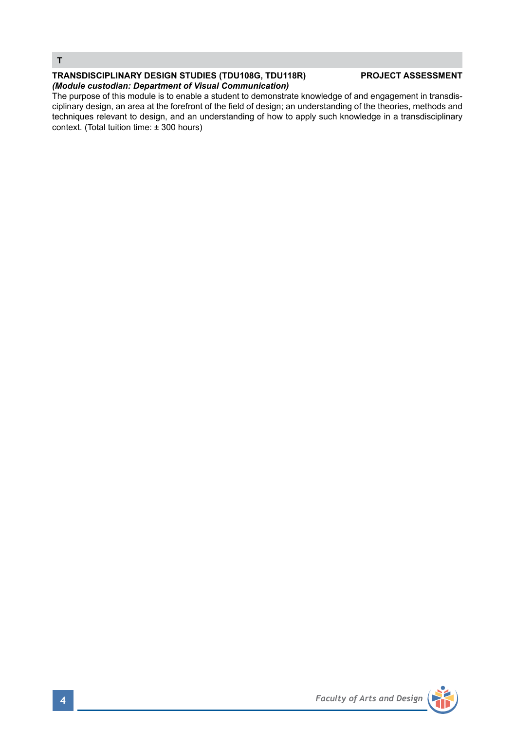**T**

**TRANSDISCIPLINARY DESIGN STUDIES (TDU108G, TDU118R) PROJECT ASSESSMENT**
***(Module custodian: Department of Visual Communication)***

The purpose of this module is to enable a student to demonstrate knowledge of and engagement in transdisciplinary design, an area at the forefront of the field of design; an understanding of the theories, methods and techniques relevant to design, and an understanding of how to apply such knowledge in a transdisciplinary context. (Total tuition time: ± 300 hours)